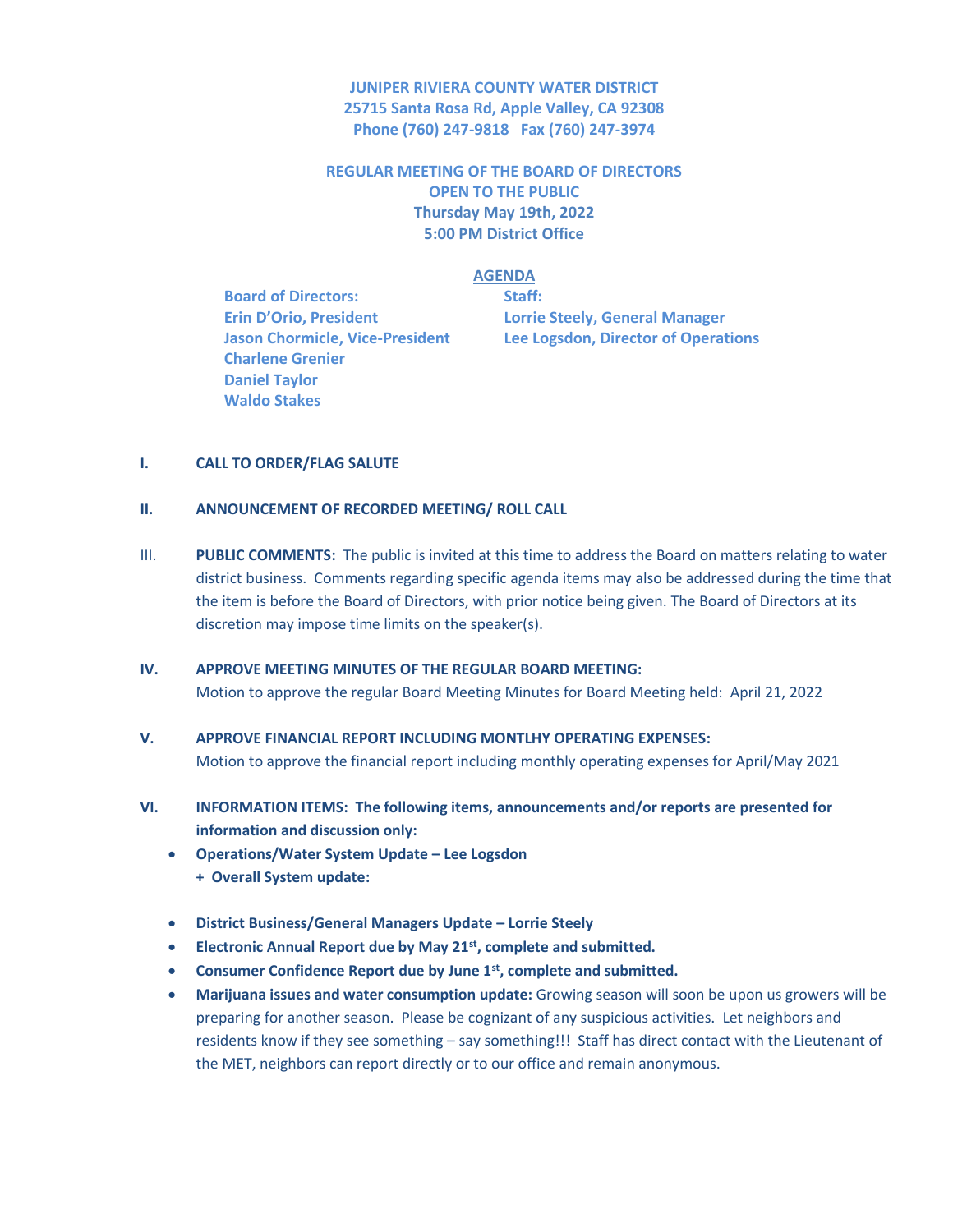**JUNIPER RIVIERA COUNTY WATER DISTRICT**
**25715 Santa Rosa Rd, Apple Valley, CA 92308**
**Phone (760) 247-9818 Fax (760) 247-3974**

**REGULAR MEETING OF THE BOARD OF DIRECTORS**
**OPEN TO THE PUBLIC**
**Thursday May 19th, 2022**
**5:00 PM District Office**

## AGENDA

**Board of Directors:**
**Erin D'Orio, President**
**Jason Chormicle, Vice-President**
**Charlene Grenier**
**Daniel Taylor**
**Waldo Stakes**

**Staff:**
**Lorrie Steely, General Manager**
**Lee Logsdon, Director of Operations**

**I. CALL TO ORDER/FLAG SALUTE**

**II. ANNOUNCEMENT OF RECORDED MEETING/ ROLL CALL**

III. **PUBLIC COMMENTS:** The public is invited at this time to address the Board on matters relating to water district business. Comments regarding specific agenda items may also be addressed during the time that the item is before the Board of Directors, with prior notice being given. The Board of Directors at its discretion may impose time limits on the speaker(s).

**IV. APPROVE MEETING MINUTES OF THE REGULAR BOARD MEETING:**
Motion to approve the regular Board Meeting Minutes for Board Meeting held: April 21, 2022

**V. APPROVE FINANCIAL REPORT INCLUDING MONTLHY OPERATING EXPENSES:**
Motion to approve the financial report including monthly operating expenses for April/May 2021

**VI. INFORMATION ITEMS: The following items, announcements and/or reports are presented for information and discussion only:**

- **Operations/Water System Update – Lee Logsdon**
  **+ Overall System update:**
- **District Business/General Managers Update – Lorrie Steely**
- **Electronic Annual Report due by May 21st, complete and submitted.**
- **Consumer Confidence Report due by June 1st, complete and submitted.**
- **Marijuana issues and water consumption update:** Growing season will soon be upon us growers will be preparing for another season. Please be cognizant of any suspicious activities. Let neighbors and residents know if they see something – say something!!! Staff has direct contact with the Lieutenant of the MET, neighbors can report directly or to our office and remain anonymous.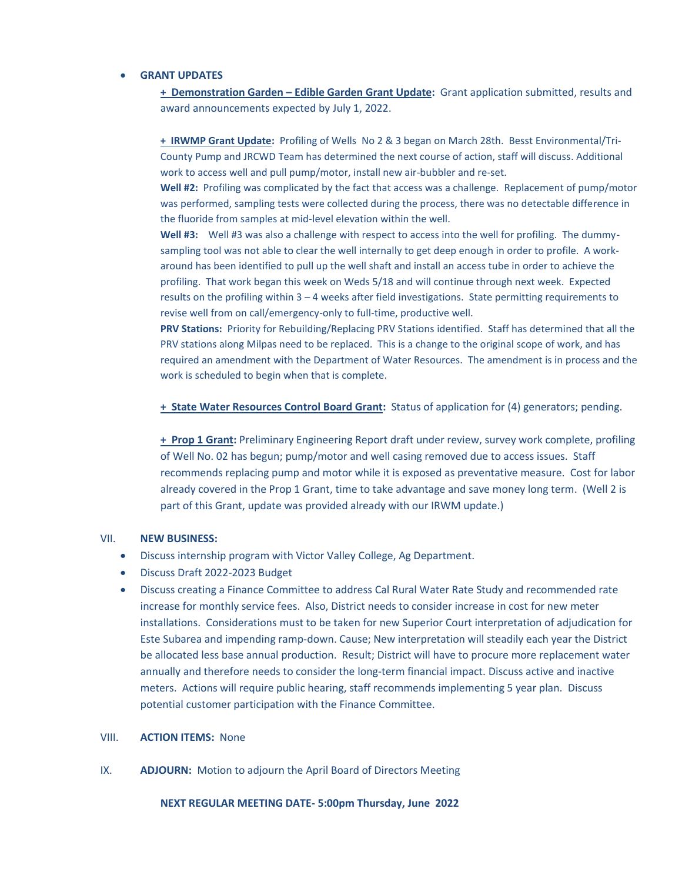- **GRANT UPDATES**

  **+ Demonstration Garden – Edible Garden Grant Update:** Grant application submitted, results and award announcements expected by July 1, 2022.

  **+ IRWMP Grant Update:** Profiling of Wells No 2 & 3 began on March 28th. Besst Environmental/Tri-County Pump and JRCWD Team has determined the next course of action, staff will discuss. Additional work to access well and pull pump/motor, install new air-bubbler and re-set.

  **Well #2:** Profiling was complicated by the fact that access was a challenge. Replacement of pump/motor was performed, sampling tests were collected during the process, there was no detectable difference in the fluoride from samples at mid-level elevation within the well.

  **Well #3:** Well #3 was also a challenge with respect to access into the well for profiling. The dummy-sampling tool was not able to clear the well internally to get deep enough in order to profile. A work-around has been identified to pull up the well shaft and install an access tube in order to achieve the profiling. That work began this week on Weds 5/18 and will continue through next week. Expected results on the profiling within 3 – 4 weeks after field investigations. State permitting requirements to revise well from on call/emergency-only to full-time, productive well.

  **PRV Stations:** Priority for Rebuilding/Replacing PRV Stations identified. Staff has determined that all the PRV stations along Milpas need to be replaced. This is a change to the original scope of work, and has required an amendment with the Department of Water Resources. The amendment is in process and the work is scheduled to begin when that is complete.

  **+ State Water Resources Control Board Grant:** Status of application for (4) generators; pending.

  **+ Prop 1 Grant:** Preliminary Engineering Report draft under review, survey work complete, profiling of Well No. 02 has begun; pump/motor and well casing removed due to access issues. Staff recommends replacing pump and motor while it is exposed as preventative measure. Cost for labor already covered in the Prop 1 Grant, time to take advantage and save money long term. (Well 2 is part of this Grant, update was provided already with our IRWM update.)

VII. **NEW BUSINESS:**

- Discuss internship program with Victor Valley College, Ag Department.
- Discuss Draft 2022-2023 Budget
- Discuss creating a Finance Committee to address Cal Rural Water Rate Study and recommended rate increase for monthly service fees. Also, District needs to consider increase in cost for new meter installations. Considerations must to be taken for new Superior Court interpretation of adjudication for Este Subarea and impending ramp-down. Cause; New interpretation will steadily each year the District be allocated less base annual production. Result; District will have to procure more replacement water annually and therefore needs to consider the long-term financial impact. Discuss active and inactive meters. Actions will require public hearing, staff recommends implementing 5 year plan. Discuss potential customer participation with the Finance Committee.

VIII. **ACTION ITEMS:** None

IX. **ADJOURN:** Motion to adjourn the April Board of Directors Meeting

**NEXT REGULAR MEETING DATE- 5:00pm Thursday, June 2022**